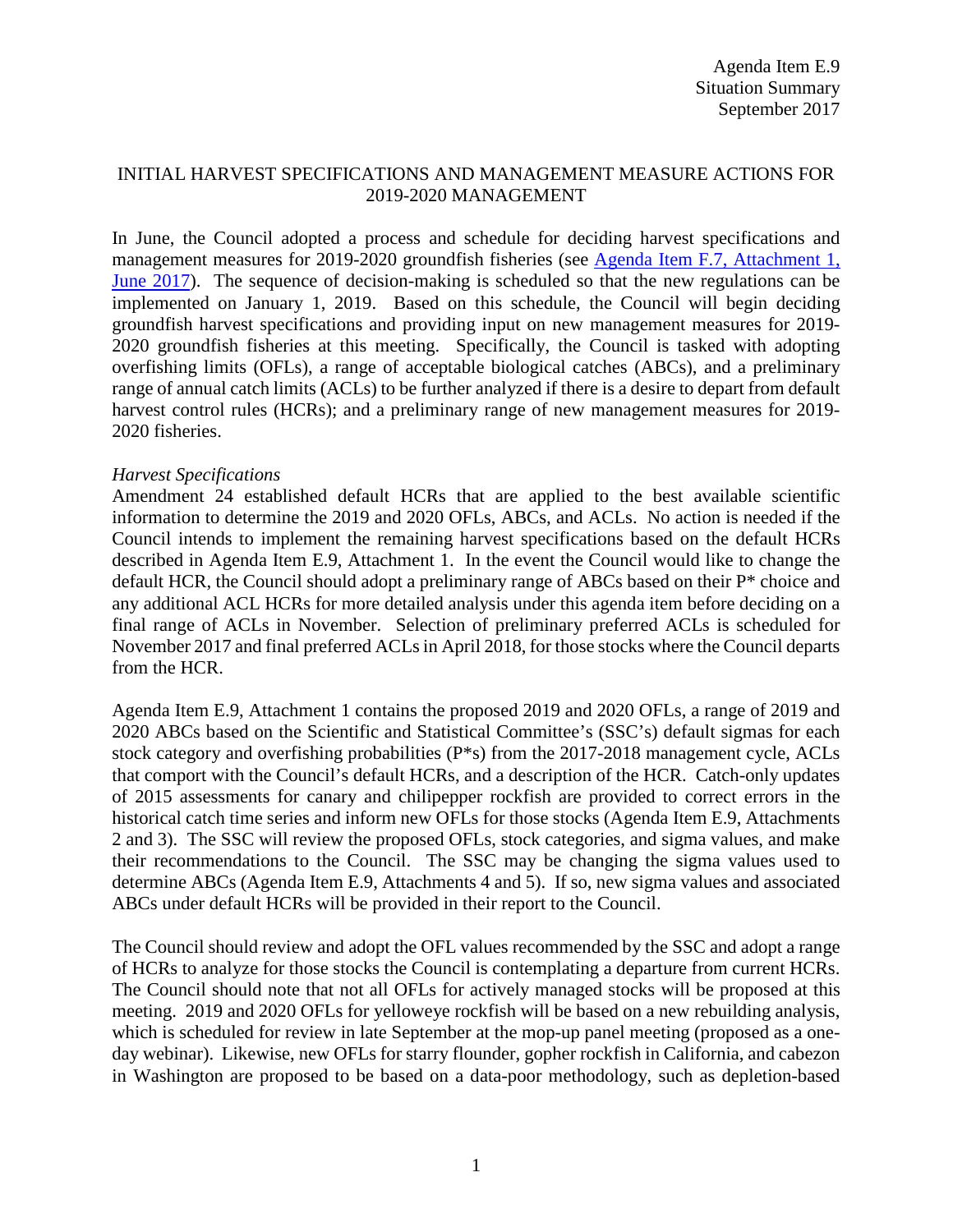Agenda Item E.9
Situation Summary
September 2017

# INITIAL HARVEST SPECIFICATIONS AND MANAGEMENT MEASURE ACTIONS FOR 2019-2020 MANAGEMENT

In June, the Council adopted a process and schedule for deciding harvest specifications and management measures for 2019-2020 groundfish fisheries (see [Agenda Item F.7, Attachment 1, June 2017](#)). The sequence of decision-making is scheduled so that the new regulations can be implemented on January 1, 2019. Based on this schedule, the Council will begin deciding groundfish harvest specifications and providing input on new management measures for 2019-2020 groundfish fisheries at this meeting. Specifically, the Council is tasked with adopting overfishing limits (OFLs), a range of acceptable biological catches (ABCs), and a preliminary range of annual catch limits (ACLs) to be further analyzed if there is a desire to depart from default harvest control rules (HCRs); and a preliminary range of new management measures for 2019-2020 fisheries.

*Harvest Specifications*

Amendment 24 established default HCRs that are applied to the best available scientific information to determine the 2019 and 2020 OFLs, ABCs, and ACLs. No action is needed if the Council intends to implement the remaining harvest specifications based on the default HCRs described in Agenda Item E.9, Attachment 1. In the event the Council would like to change the default HCR, the Council should adopt a preliminary range of ABCs based on their P* choice and any additional ACL HCRs for more detailed analysis under this agenda item before deciding on a final range of ACLs in November. Selection of preliminary preferred ACLs is scheduled for November 2017 and final preferred ACLs in April 2018, for those stocks where the Council departs from the HCR.

Agenda Item E.9, Attachment 1 contains the proposed 2019 and 2020 OFLs, a range of 2019 and 2020 ABCs based on the Scientific and Statistical Committee's (SSC's) default sigmas for each stock category and overfishing probabilities (P*s) from the 2017-2018 management cycle, ACLs that comport with the Council's default HCRs, and a description of the HCR. Catch-only updates of 2015 assessments for canary and chilipepper rockfish are provided to correct errors in the historical catch time series and inform new OFLs for those stocks (Agenda Item E.9, Attachments 2 and 3). The SSC will review the proposed OFLs, stock categories, and sigma values, and make their recommendations to the Council. The SSC may be changing the sigma values used to determine ABCs (Agenda Item E.9, Attachments 4 and 5). If so, new sigma values and associated ABCs under default HCRs will be provided in their report to the Council.

The Council should review and adopt the OFL values recommended by the SSC and adopt a range of HCRs to analyze for those stocks the Council is contemplating a departure from current HCRs. The Council should note that not all OFLs for actively managed stocks will be proposed at this meeting. 2019 and 2020 OFLs for yelloweye rockfish will be based on a new rebuilding analysis, which is scheduled for review in late September at the mop-up panel meeting (proposed as a one-day webinar). Likewise, new OFLs for starry flounder, gopher rockfish in California, and cabezon in Washington are proposed to be based on a data-poor methodology, such as depletion-based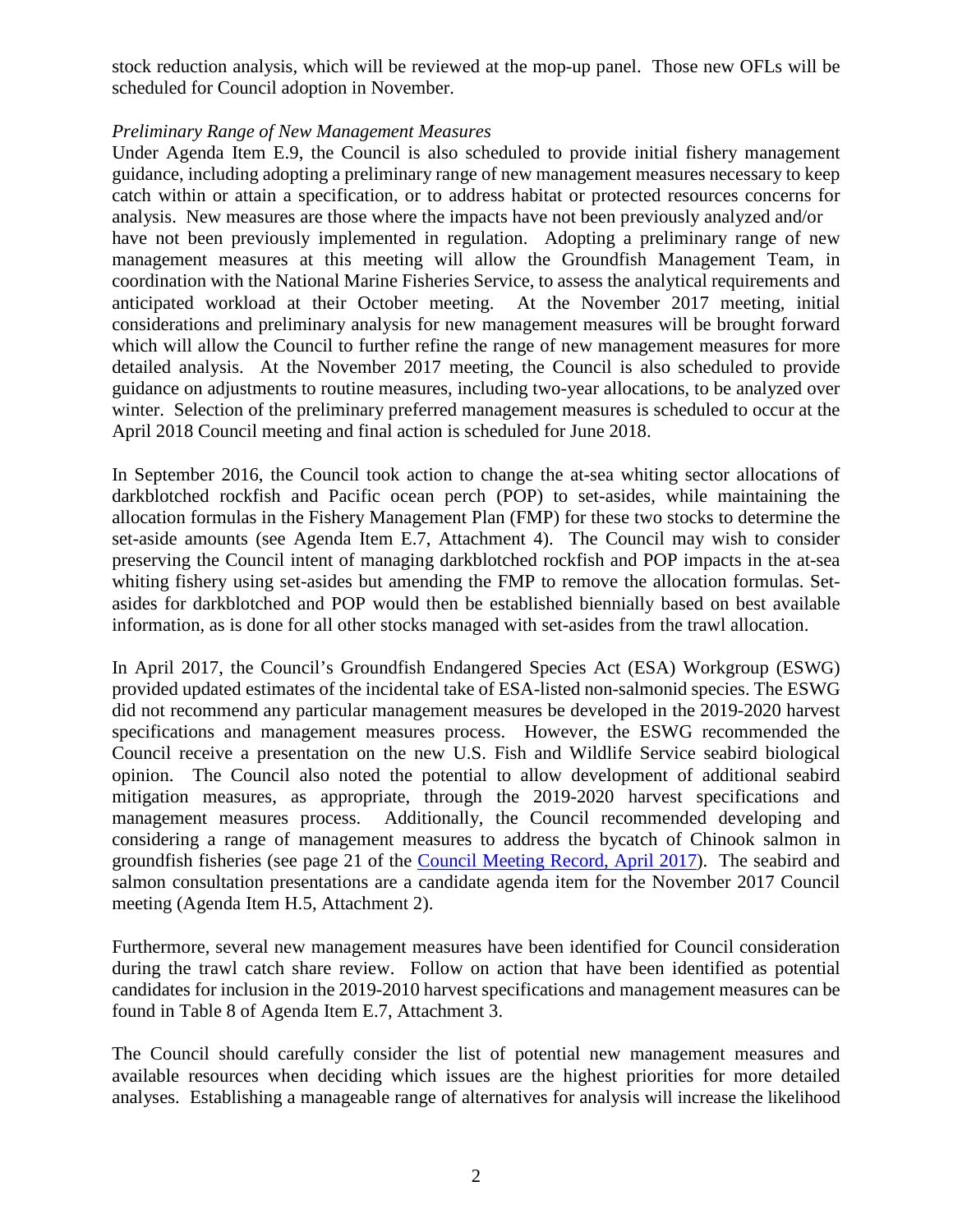stock reduction analysis, which will be reviewed at the mop-up panel. Those new OFLs will be scheduled for Council adoption in November.

*Preliminary Range of New Management Measures*

Under Agenda Item E.9, the Council is also scheduled to provide initial fishery management guidance, including adopting a preliminary range of new management measures necessary to keep catch within or attain a specification, or to address habitat or protected resources concerns for analysis. New measures are those where the impacts have not been previously analyzed and/or have not been previously implemented in regulation. Adopting a preliminary range of new management measures at this meeting will allow the Groundfish Management Team, in coordination with the National Marine Fisheries Service, to assess the analytical requirements and anticipated workload at their October meeting. At the November 2017 meeting, initial considerations and preliminary analysis for new management measures will be brought forward which will allow the Council to further refine the range of new management measures for more detailed analysis. At the November 2017 meeting, the Council is also scheduled to provide guidance on adjustments to routine measures, including two-year allocations, to be analyzed over winter. Selection of the preliminary preferred management measures is scheduled to occur at the April 2018 Council meeting and final action is scheduled for June 2018.

In September 2016, the Council took action to change the at-sea whiting sector allocations of darkblotched rockfish and Pacific ocean perch (POP) to set-asides, while maintaining the allocation formulas in the Fishery Management Plan (FMP) for these two stocks to determine the set-aside amounts (see Agenda Item E.7, Attachment 4). The Council may wish to consider preserving the Council intent of managing darkblotched rockfish and POP impacts in the at-sea whiting fishery using set-asides but amending the FMP to remove the allocation formulas. Set-asides for darkblotched and POP would then be established biennially based on best available information, as is done for all other stocks managed with set-asides from the trawl allocation.

In April 2017, the Council's Groundfish Endangered Species Act (ESA) Workgroup (ESWG) provided updated estimates of the incidental take of ESA-listed non-salmonid species. The ESWG did not recommend any particular management measures be developed in the 2019-2020 harvest specifications and management measures process. However, the ESWG recommended the Council receive a presentation on the new U.S. Fish and Wildlife Service seabird biological opinion. The Council also noted the potential to allow development of additional seabird mitigation measures, as appropriate, through the 2019-2020 harvest specifications and management measures process. Additionally, the Council recommended developing and considering a range of management measures to address the bycatch of Chinook salmon in groundfish fisheries (see page 21 of the Council Meeting Record, April 2017). The seabird and salmon consultation presentations are a candidate agenda item for the November 2017 Council meeting (Agenda Item H.5, Attachment 2).

Furthermore, several new management measures have been identified for Council consideration during the trawl catch share review. Follow on action that have been identified as potential candidates for inclusion in the 2019-2010 harvest specifications and management measures can be found in Table 8 of Agenda Item E.7, Attachment 3.

The Council should carefully consider the list of potential new management measures and available resources when deciding which issues are the highest priorities for more detailed analyses. Establishing a manageable range of alternatives for analysis will increase the likelihood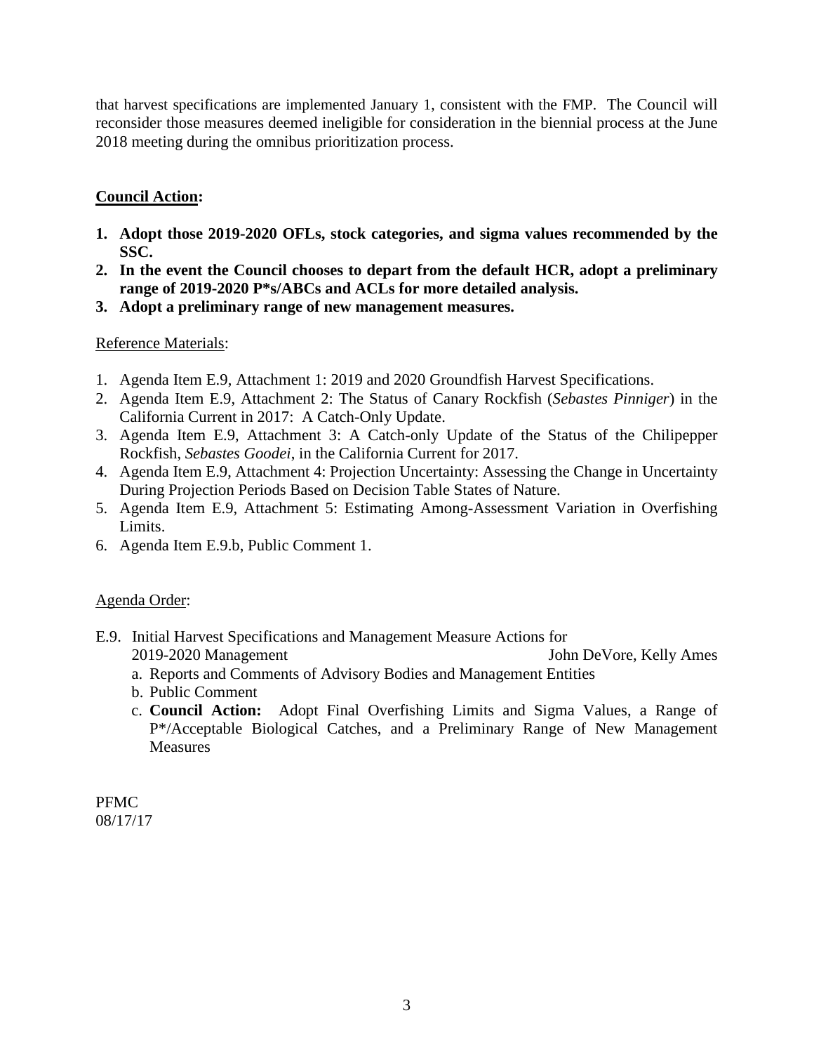that harvest specifications are implemented January 1, consistent with the FMP. The Council will reconsider those measures deemed ineligible for consideration in the biennial process at the June 2018 meeting during the omnibus prioritization process.

**Council Action:**

1. **Adopt those 2019-2020 OFLs, stock categories, and sigma values recommended by the SSC.**
2. **In the event the Council chooses to depart from the default HCR, adopt a preliminary range of 2019-2020 P\*s/ABCs and ACLs for more detailed analysis.**
3. **Adopt a preliminary range of new management measures.**

Reference Materials:

1. Agenda Item E.9, Attachment 1: 2019 and 2020 Groundfish Harvest Specifications.
2. Agenda Item E.9, Attachment 2: The Status of Canary Rockfish (*Sebastes Pinniger*) in the California Current in 2017: A Catch-Only Update.
3. Agenda Item E.9, Attachment 3: A Catch-only Update of the Status of the Chilipepper Rockfish, *Sebastes Goodei*, in the California Current for 2017.
4. Agenda Item E.9, Attachment 4: Projection Uncertainty: Assessing the Change in Uncertainty During Projection Periods Based on Decision Table States of Nature.
5. Agenda Item E.9, Attachment 5: Estimating Among-Assessment Variation in Overfishing Limits.
6. Agenda Item E.9.b, Public Comment 1.

Agenda Order:

E.9. Initial Harvest Specifications and Management Measure Actions for 2019-2020 Management — John DeVore, Kelly Ames

a. Reports and Comments of Advisory Bodies and Management Entities
b. Public Comment
c. **Council Action:** Adopt Final Overfishing Limits and Sigma Values, a Range of P*/Acceptable Biological Catches, and a Preliminary Range of New Management Measures

PFMC
08/17/17